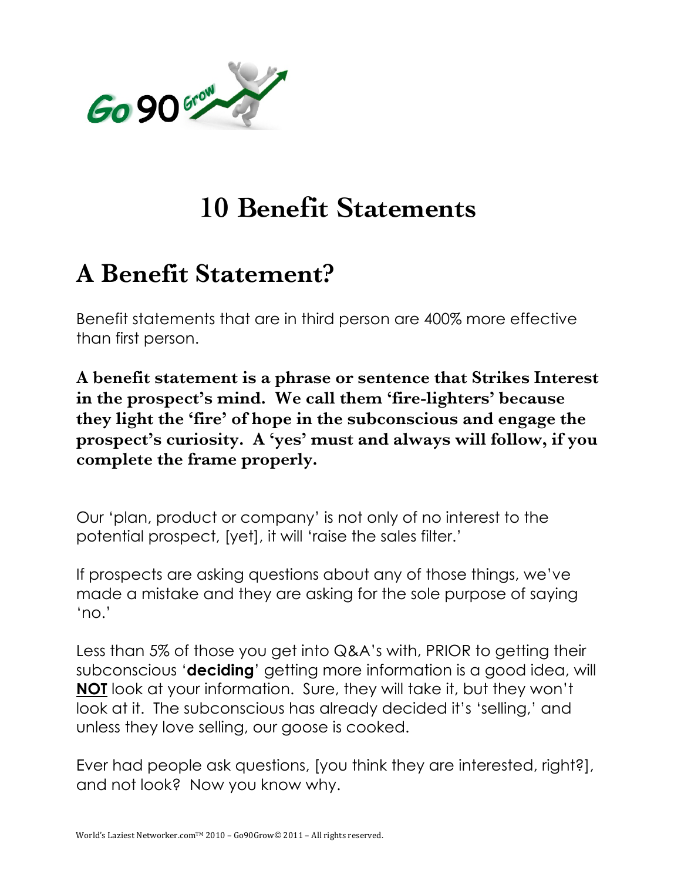# 10 Benefit Statements

## A Benefit Statement?

Benefit statements that are in third person are 400% more effective than first person.

**A benefit statement is a phrase or sentence that Strikes Interest in the prospect's mind. We call them 'fire-lighters' because they light the 'fire' of hope in the subconscious and engage the prospect's curiosity. A 'yes' must and always will follow, if you complete the frame properly.**

Our 'plan, product or company' is not only of no interest to the potential prospect, [yet], it will 'raise the sales filter.'

If prospects are asking questions about any of those things, we've made a mistake and they are asking for the sole purpose of saying 'no.'

Less than 5% of those you get into Q&A's with, PRIOR to getting their subconscious '**deciding**' getting more information is a good idea, will **NOT** look at your information. Sure, they will take it, but they won't look at it. The subconscious has already decided it's 'selling,' and unless they love selling, our goose is cooked.

Ever had people ask questions, [you think they are interested, right?], and not look? Now you know why.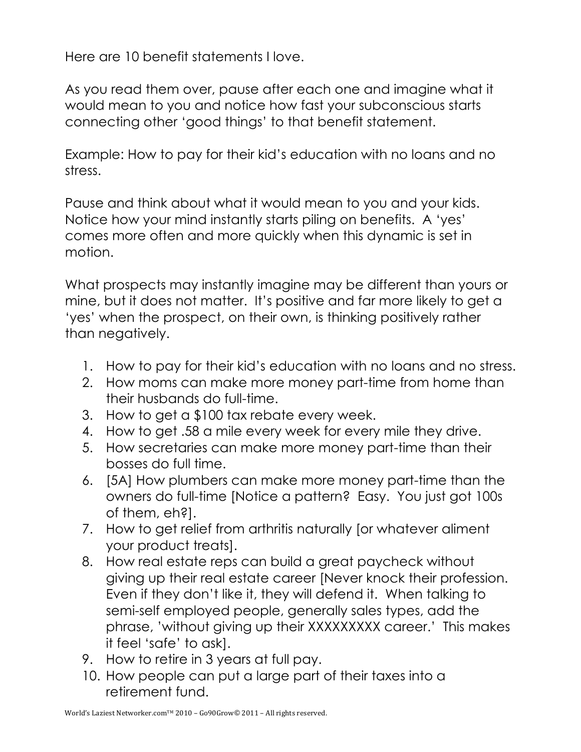Here are 10 benefit statements I love.

As you read them over, pause after each one and imagine what it would mean to you and notice how fast your subconscious starts connecting other 'good things' to that benefit statement.

Example: How to pay for their kid's education with no loans and no stress.

Pause and think about what it would mean to you and your kids. Notice how your mind instantly starts piling on benefits. A 'yes' comes more often and more quickly when this dynamic is set in motion.

What prospects may instantly imagine may be different than yours or mine, but it does not matter. It's positive and far more likely to get a 'yes' when the prospect, on their own, is thinking positively rather than negatively.

1. How to pay for their kid's education with no loans and no stress.
2. How moms can make more money part-time from home than their husbands do full-time.
3. How to get a $100 tax rebate every week.
4. How to get .58 a mile every week for every mile they drive.
5. How secretaries can make more money part-time than their bosses do full time.
6. [5A] How plumbers can make more money part-time than the owners do full-time [Notice a pattern? Easy. You just got 100s of them, eh?].
7. How to get relief from arthritis naturally [or whatever aliment your product treats].
8. How real estate reps can build a great paycheck without giving up their real estate career [Never knock their profession. Even if they don't like it, they will defend it. When talking to semi-self employed people, generally sales types, add the phrase, 'without giving up their XXXXXXXXX career.' This makes it feel 'safe' to ask].
9. How to retire in 3 years at full pay.
10. How people can put a large part of their taxes into a retirement fund.

World's Laziest Networker.com™ 2010 – Go90Grow© 2011 – All rights reserved.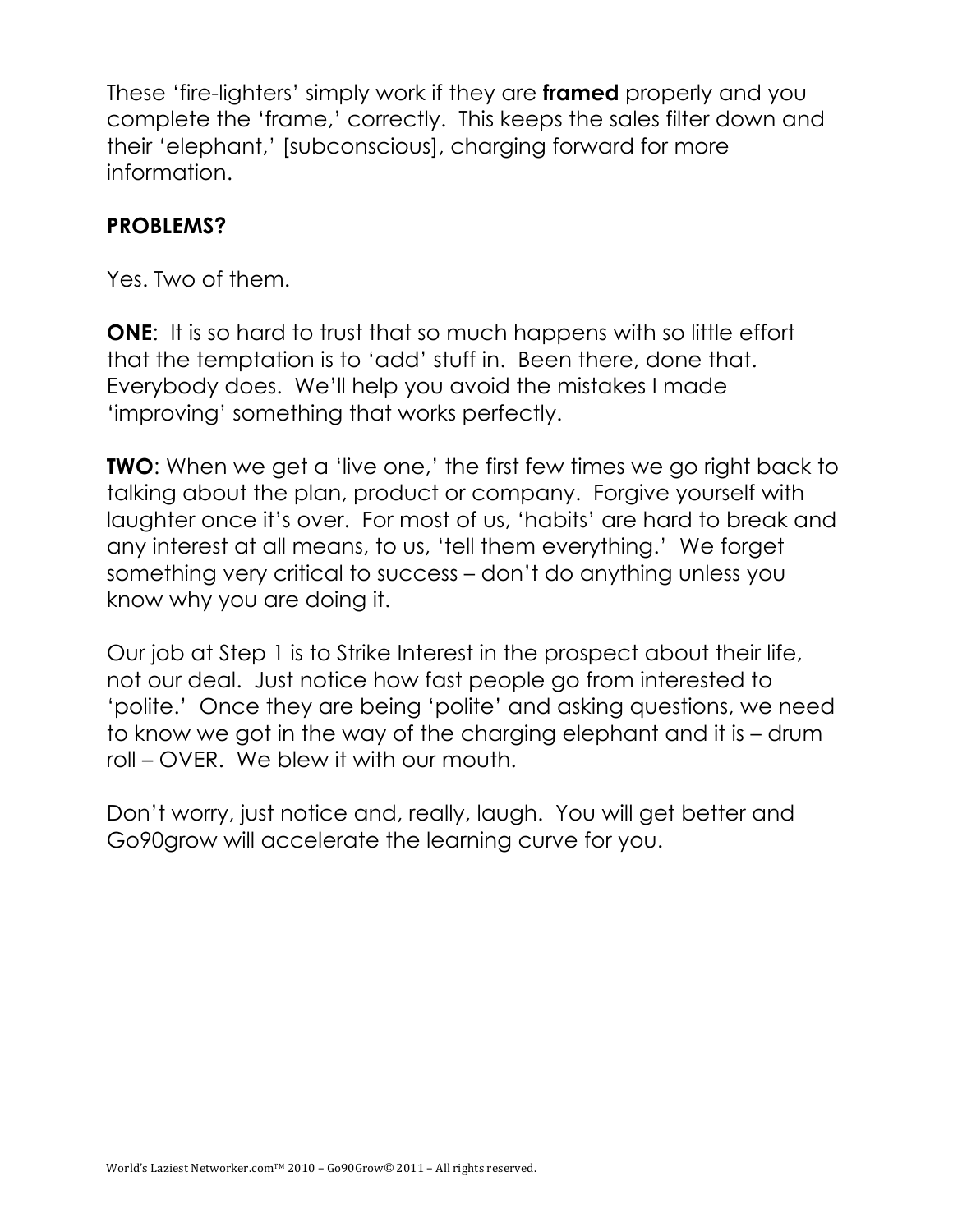These 'fire-lighters' simply work if they are **framed** properly and you complete the 'frame,' correctly. This keeps the sales filter down and their 'elephant,' [subconscious], charging forward for more information.

**PROBLEMS?**

Yes. Two of them.

**ONE**: It is so hard to trust that so much happens with so little effort that the temptation is to 'add' stuff in. Been there, done that. Everybody does. We'll help you avoid the mistakes I made 'improving' something that works perfectly.

**TWO**: When we get a 'live one,' the first few times we go right back to talking about the plan, product or company. Forgive yourself with laughter once it's over. For most of us, 'habits' are hard to break and any interest at all means, to us, 'tell them everything.' We forget something very critical to success – don't do anything unless you know why you are doing it.

Our job at Step 1 is to Strike Interest in the prospect about their life, not our deal. Just notice how fast people go from interested to 'polite.' Once they are being 'polite' and asking questions, we need to know we got in the way of the charging elephant and it is – drum roll – OVER. We blew it with our mouth.

Don't worry, just notice and, really, laugh. You will get better and Go90grow will accelerate the learning curve for you.